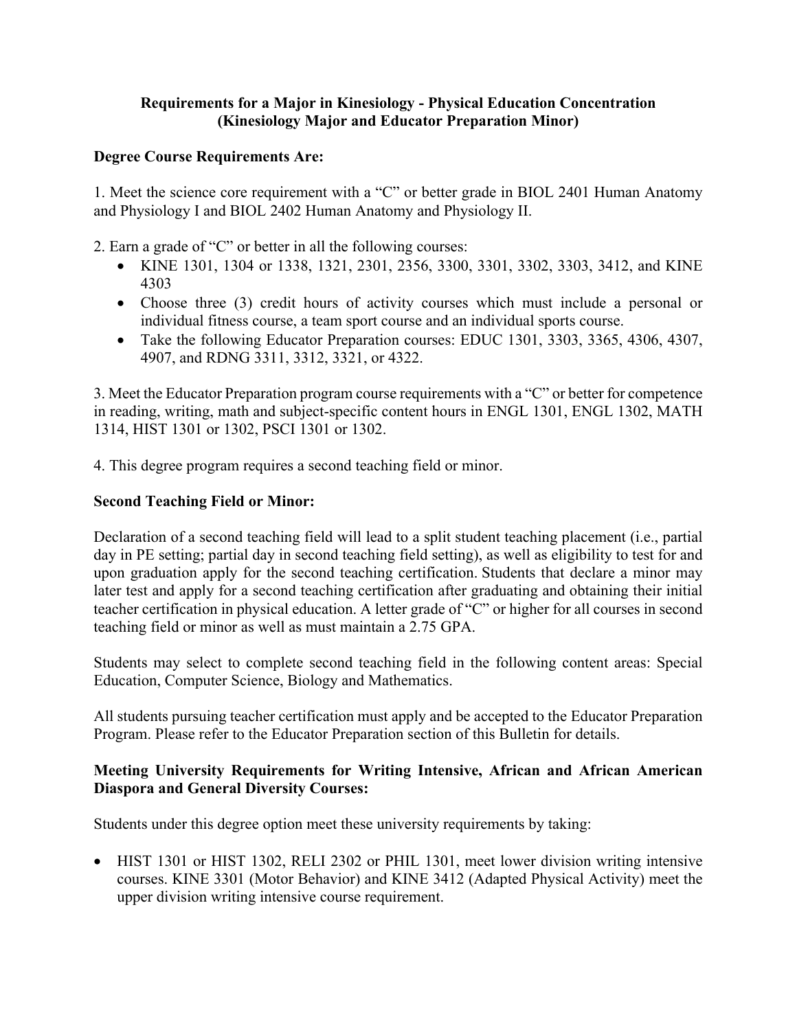# Requirements for a Major in Kinesiology - Physical Education Concentration (Kinesiology Major and Educator Preparation Minor)

**Degree Course Requirements Are:**

1. Meet the science core requirement with a "C" or better grade in BIOL 2401 Human Anatomy and Physiology I and BIOL 2402 Human Anatomy and Physiology II.

2. Earn a grade of "C" or better in all the following courses:
   - KINE 1301, 1304 or 1338, 1321, 2301, 2356, 3300, 3301, 3302, 3303, 3412, and KINE 4303
   - Choose three (3) credit hours of activity courses which must include a personal or individual fitness course, a team sport course and an individual sports course.
   - Take the following Educator Preparation courses: EDUC 1301, 3303, 3365, 4306, 4307, 4907, and RDNG 3311, 3312, 3321, or 4322.

3. Meet the Educator Preparation program course requirements with a "C" or better for competence in reading, writing, math and subject-specific content hours in ENGL 1301, ENGL 1302, MATH 1314, HIST 1301 or 1302, PSCI 1301 or 1302.

4. This degree program requires a second teaching field or minor.

**Second Teaching Field or Minor:**

Declaration of a second teaching field will lead to a split student teaching placement (i.e., partial day in PE setting; partial day in second teaching field setting), as well as eligibility to test for and upon graduation apply for the second teaching certification. Students that declare a minor may later test and apply for a second teaching certification after graduating and obtaining their initial teacher certification in physical education. A letter grade of "C" or higher for all courses in second teaching field or minor as well as must maintain a 2.75 GPA.

Students may select to complete second teaching field in the following content areas: Special Education, Computer Science, Biology and Mathematics.

All students pursuing teacher certification must apply and be accepted to the Educator Preparation Program. Please refer to the Educator Preparation section of this Bulletin for details.

**Meeting University Requirements for Writing Intensive, African and African American Diaspora and General Diversity Courses:**

Students under this degree option meet these university requirements by taking:

- HIST 1301 or HIST 1302, RELI 2302 or PHIL 1301, meet lower division writing intensive courses. KINE 3301 (Motor Behavior) and KINE 3412 (Adapted Physical Activity) meet the upper division writing intensive course requirement.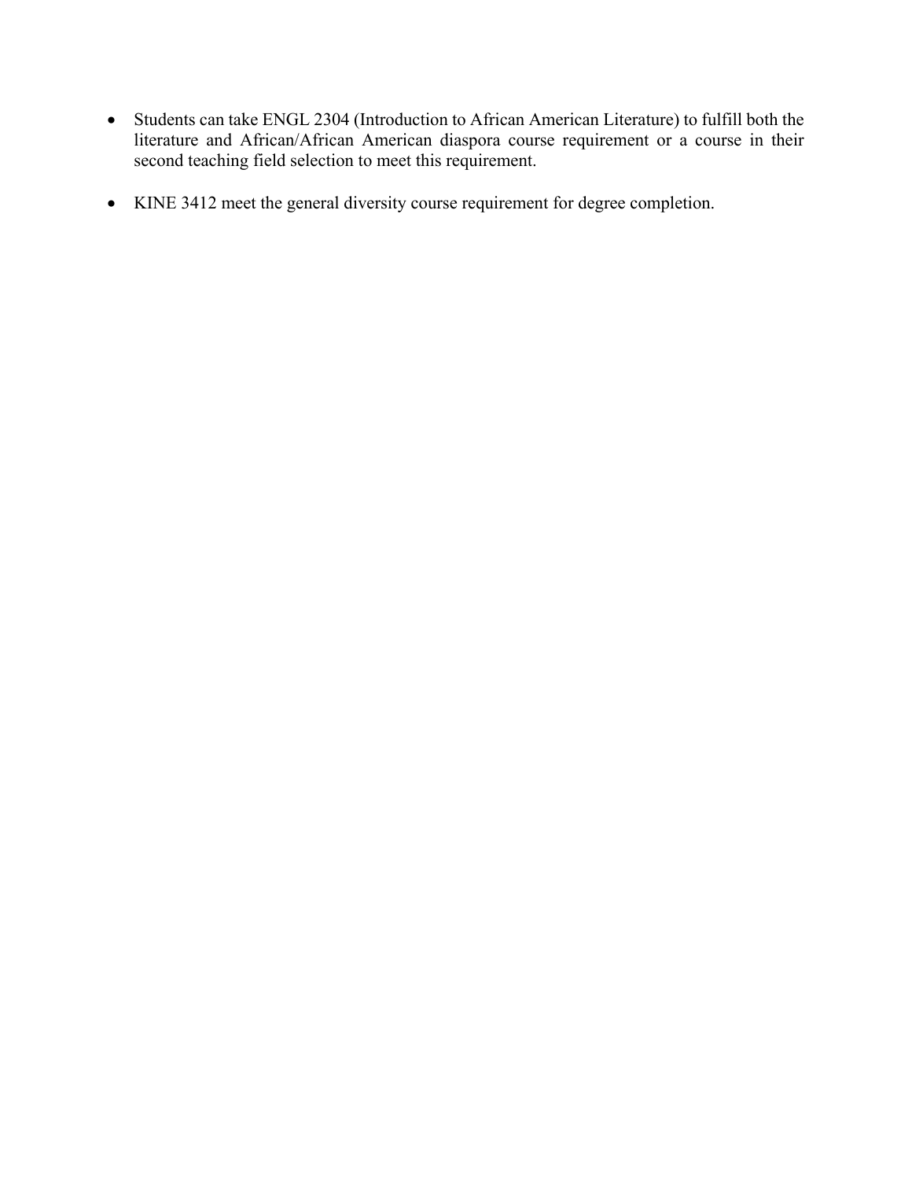- Students can take ENGL 2304 (Introduction to African American Literature) to fulfill both the literature and African/African American diaspora course requirement or a course in their second teaching field selection to meet this requirement.

- KINE 3412 meet the general diversity course requirement for degree completion.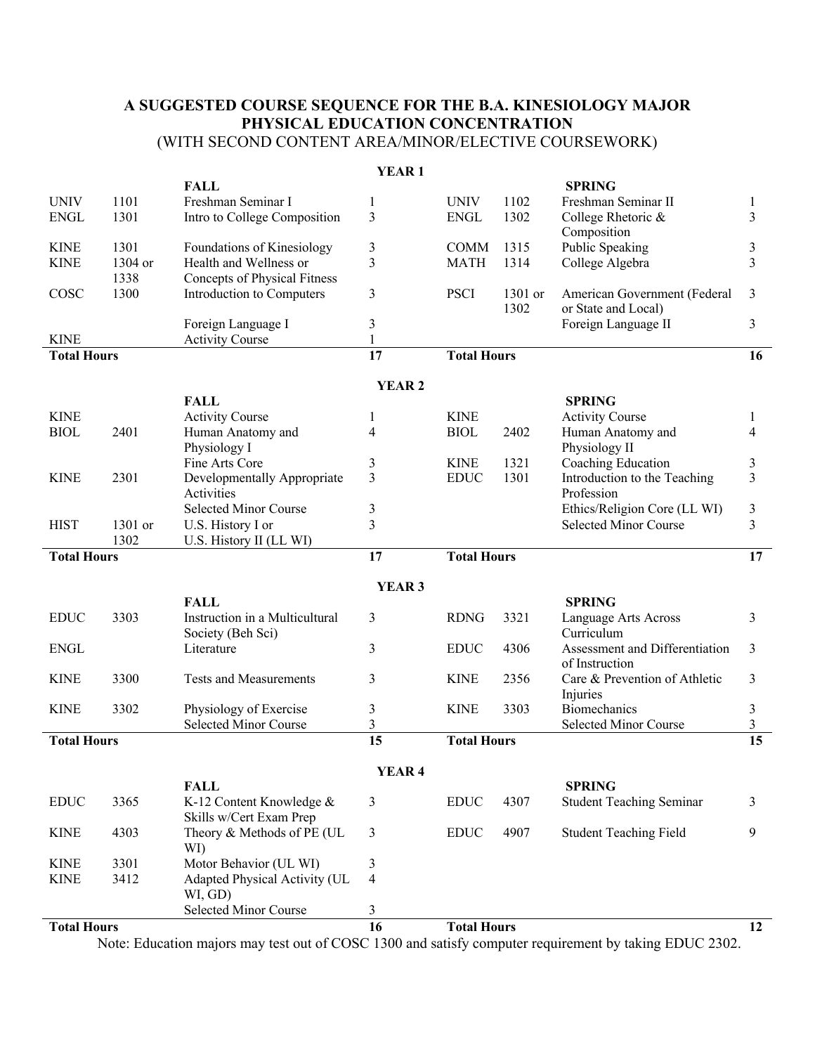## A SUGGESTED COURSE SEQUENCE FOR THE B.A. KINESIOLOGY MAJOR PHYSICAL EDUCATION CONCENTRATION

(WITH SECOND CONTENT AREA/MINOR/ELECTIVE COURSEWORK)

### YEAR 1

| | | FALL | | | | SPRING | |
|---|---|---|---|---|---|---|---|
| UNIV | 1101 | Freshman Seminar I | 1 | UNIV | 1102 | Freshman Seminar II | 1 |
| ENGL | 1301 | Intro to College Composition | 3 | ENGL | 1302 | College Rhetoric & Composition | 3 |
| KINE | 1301 | Foundations of Kinesiology | 3 | COMM | 1315 | Public Speaking | 3 |
| KINE | 1304 or 1338 | Health and Wellness or Concepts of Physical Fitness | 3 | MATH | 1314 | College Algebra | 3 |
| COSC | 1300 | Introduction to Computers | 3 | PSCI | 1301 or 1302 | American Government (Federal or State and Local) | 3 |
| | | Foreign Language I | 3 | | | Foreign Language II | 3 |
| KINE | | Activity Course | 1 | | | | |
| **Total Hours** | | | **17** | **Total Hours** | | | **16** |

### YEAR 2

| | | FALL | | | | SPRING | |
|---|---|---|---|---|---|---|---|
| KINE | | Activity Course | 1 | KINE | | Activity Course | 1 |
| BIOL | 2401 | Human Anatomy and Physiology I | 4 | BIOL | 2402 | Human Anatomy and Physiology II | 4 |
| | | Fine Arts Core | 3 | KINE | 1321 | Coaching Education | 3 |
| KINE | 2301 | Developmentally Appropriate Activities | 3 | EDUC | 1301 | Introduction to the Teaching Profession | 3 |
| | | Selected Minor Course | 3 | | | Ethics/Religion Core (LL WI) | 3 |
| HIST | 1301 or 1302 | U.S. History I or U.S. History II (LL WI) | 3 | | | Selected Minor Course | 3 |
| **Total Hours** | | | **17** | **Total Hours** | | | **17** |

### YEAR 3

| | | FALL | | | | SPRING | |
|---|---|---|---|---|---|---|---|
| EDUC | 3303 | Instruction in a Multicultural Society (Beh Sci) | 3 | RDNG | 3321 | Language Arts Across Curriculum | 3 |
| ENGL | | Literature | 3 | EDUC | 4306 | Assessment and Differentiation of Instruction | 3 |
| KINE | 3300 | Tests and Measurements | 3 | KINE | 2356 | Care & Prevention of Athletic Injuries | 3 |
| KINE | 3302 | Physiology of Exercise | 3 | KINE | 3303 | Biomechanics | 3 |
| | | Selected Minor Course | 3 | | | Selected Minor Course | 3 |
| **Total Hours** | | | **15** | **Total Hours** | | | **15** |

### YEAR 4

| | | FALL | | | | SPRING | |
|---|---|---|---|---|---|---|---|
| EDUC | 3365 | K-12 Content Knowledge & Skills w/Cert Exam Prep | 3 | EDUC | 4307 | Student Teaching Seminar | 3 |
| KINE | 4303 | Theory & Methods of PE (UL WI) | 3 | EDUC | 4907 | Student Teaching Field | 9 |
| KINE | 3301 | Motor Behavior (UL WI) | 3 | | | | |
| KINE | 3412 | Adapted Physical Activity (UL WI, GD) | 4 | | | | |
| | | Selected Minor Course | 3 | | | | |
| **Total Hours** | | | **16** | **Total Hours** | | | **12** |

Note: Education majors may test out of COSC 1300 and satisfy computer requirement by taking EDUC 2302.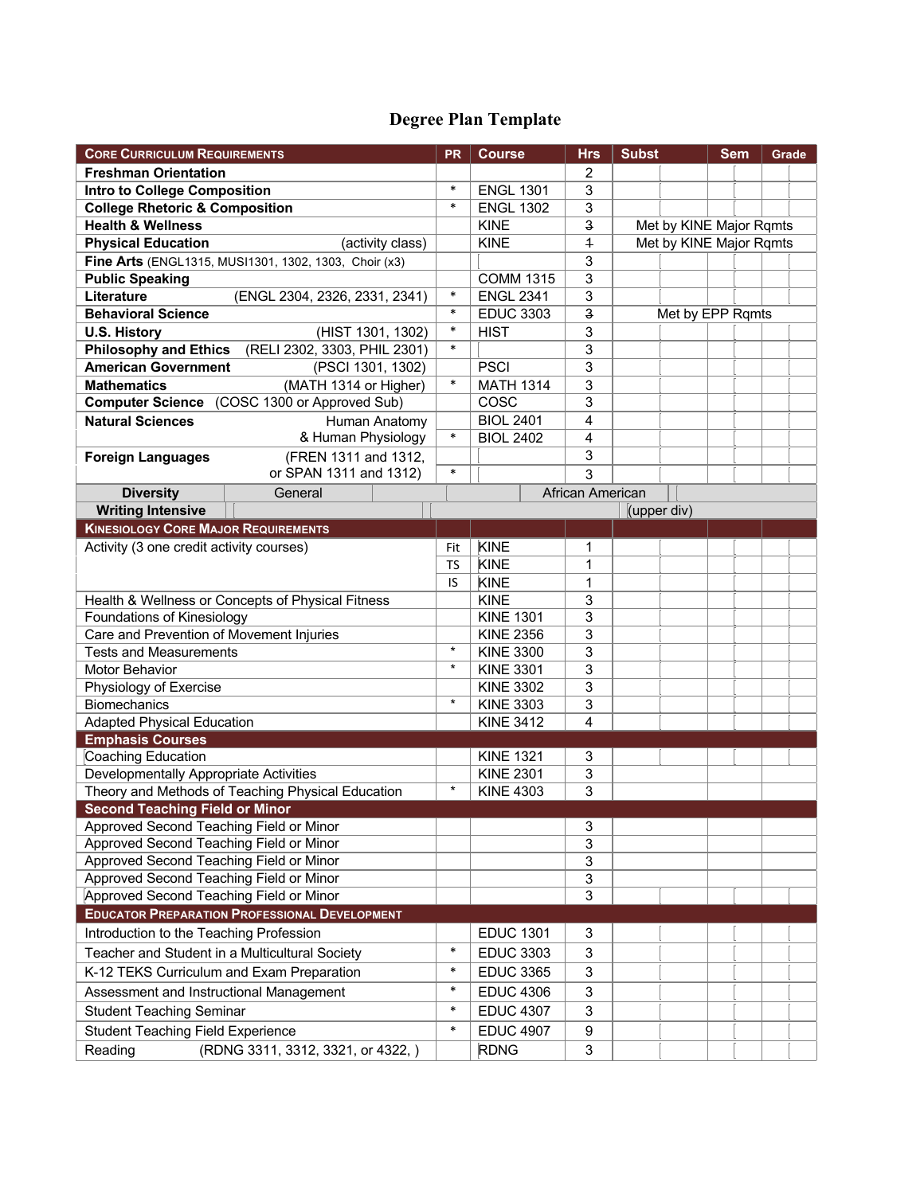# Degree Plan Template

| Core Curriculum Requirements | PR | Course | Hrs | Subst | Sem | Grade |
|---|---|---|---|---|---|---|
| **Freshman Orientation** | | | 2 | | | |
| **Intro to College Composition** | * | ENGL 1301 | 3 | | | |
| **College Rhetoric & Composition** | * | ENGL 1302 | 3 | | | |
| **Health & Wellness** | | KINE | ~~3~~ | Met by KINE Major Rqmts | | |
| **Physical Education** (activity class) | | KINE | ~~1~~ | Met by KINE Major Rqmts | | |
| **Fine Arts** (ENGL1315, MUSI1301, 1302, 1303, Choir (x3) | | | 3 | | | |
| **Public Speaking** | | COMM 1315 | 3 | | | |
| **Literature** (ENGL 2304, 2326, 2331, 2341) | * | ENGL 2341 | 3 | | | |
| **Behavioral Science** | * | EDUC 3303 | ~~3~~ | Met by EPP Rqmts | | |
| **U.S. History** (HIST 1301, 1302) | * | HIST | 3 | | | |
| **Philosophy and Ethics** (RELI 2302, 3303, PHIL 2301) | * | | 3 | | | |
| **American Government** (PSCI 1301, 1302) | | PSCI | 3 | | | |
| **Mathematics** (MATH 1314 or Higher) | * | MATH 1314 | 3 | | | |
| **Computer Science** (COSC 1300 or Approved Sub) | | COSC | 3 | | | |
| **Natural Sciences** Human Anatomy | | BIOL 2401 | 4 | | | |
| & Human Physiology | * | BIOL 2402 | 4 | | | |
| **Foreign Languages** (FREN 1311 and 1312, | | | 3 | | | |
| or SPAN 1311 and 1312) | * | | 3 | | | |
| **Diversity** General | | | African American | | | |
| **Writing Intensive** | | | | (upper div) | | |
| **Kinesiology Core Major Requirements** | | | | | | |
| Activity (3 one credit activity courses) | Fit | KINE | 1 | | | |
| | TS | KINE | 1 | | | |
| | IS | KINE | 1 | | | |
| Health & Wellness or Concepts of Physical Fitness | | KINE | 3 | | | |
| Foundations of Kinesiology | | KINE 1301 | 3 | | | |
| Care and Prevention of Movement Injuries | | KINE 2356 | 3 | | | |
| Tests and Measurements | * | KINE 3300 | 3 | | | |
| Motor Behavior | * | KINE 3301 | 3 | | | |
| Physiology of Exercise | | KINE 3302 | 3 | | | |
| Biomechanics | * | KINE 3303 | 3 | | | |
| Adapted Physical Education | | KINE 3412 | 4 | | | |
| **Emphasis Courses** | | | | | | |
| Coaching Education | | KINE 1321 | 3 | | | |
| Developmentally Appropriate Activities | | KINE 2301 | 3 | | | |
| Theory and Methods of Teaching Physical Education | * | KINE 4303 | 3 | | | |
| **Second Teaching Field or Minor** | | | | | | |
| Approved Second Teaching Field or Minor | | | 3 | | | |
| Approved Second Teaching Field or Minor | | | 3 | | | |
| Approved Second Teaching Field or Minor | | | 3 | | | |
| Approved Second Teaching Field or Minor | | | 3 | | | |
| Approved Second Teaching Field or Minor | | | 3 | | | |
| **Educator Preparation Professional Development** | | | | | | |
| Introduction to the Teaching Profession | | EDUC 1301 | 3 | | | |
| Teacher and Student in a Multicultural Society | * | EDUC 3303 | 3 | | | |
| K-12 TEKS Curriculum and Exam Preparation | * | EDUC 3365 | 3 | | | |
| Assessment and Instructional Management | * | EDUC 4306 | 3 | | | |
| Student Teaching Seminar | * | EDUC 4307 | 3 | | | |
| Student Teaching Field Experience | * | EDUC 4907 | 9 | | | |
| Reading (RDNG 3311, 3312, 3321, or 4322, ) | | RDNG | 3 | | | |